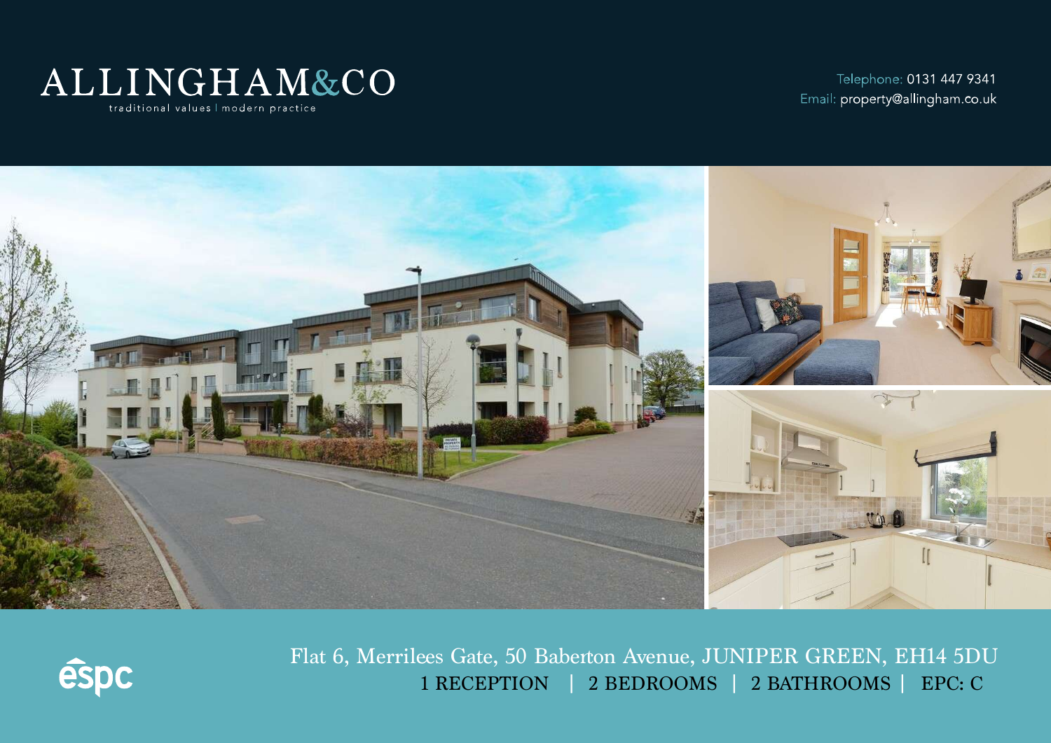# ALLINGHAM&CO

traditional values | modern practice

Telephone: 0131 447 9341
Email: property@allingham.co.uk

espc

Flat 6, Merrilees Gate, 50 Baberton Avenue, JUNIPER GREEN, EH14 5DU

1 RECEPTION | 2 BEDROOMS | 2 BATHROOMS | EPC: C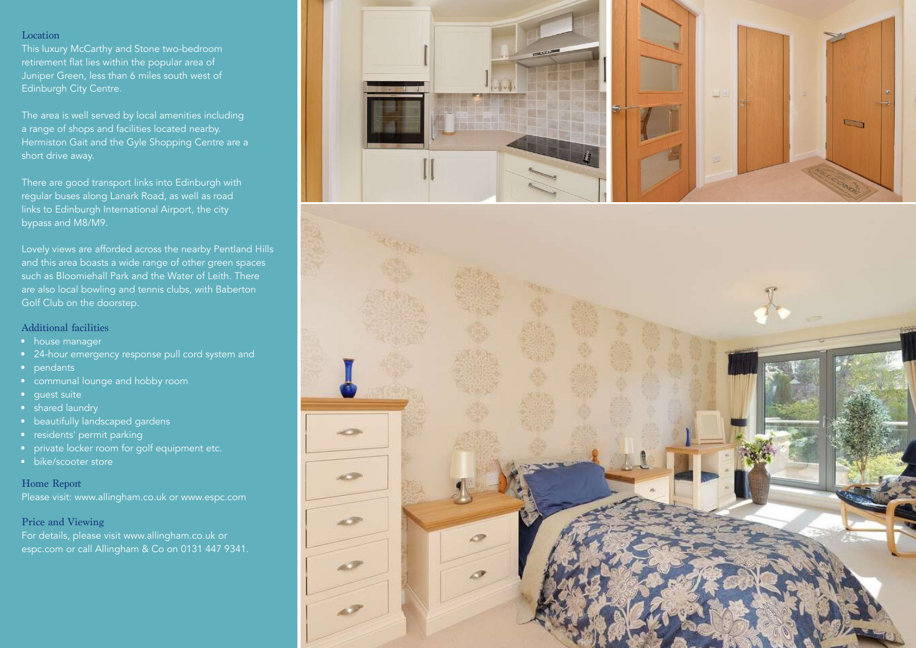## Location

This luxury McCarthy and Stone two-bedroom retirement flat lies within the popular area of Juniper Green, less than 6 miles south west of Edinburgh City Centre.

The area is well served by local amenities including a range of shops and facilities located nearby. Hermiston Gait and the Gyle Shopping Centre are a short drive away.

There are good transport links into Edinburgh with regular buses along Lanark Road, as well as road links to Edinburgh International Airport, the city bypass and M8/M9.

Lovely views are afforded across the nearby Pentland Hills and this area boasts a wide range of other green spaces such as Bloomiehall Park and the Water of Leith. There are also local bowling and tennis clubs, with Baberton Golf Club on the doorstep.

## Additional facilities

- house manager
- 24-hour emergency response pull cord system and
- pendants
- communal lounge and hobby room
- guest suite
- shared laundry
- beautifully landscaped gardens
- residents' permit parking
- private locker room for golf equipment etc.
- bike/scooter store

## Home Report

Please visit: www.allingham.co.uk or www.espc.com

## Price and Viewing

For details, please visit www.allingham.co.uk or espc.com or call Allingham & Co on 0131 447 9341.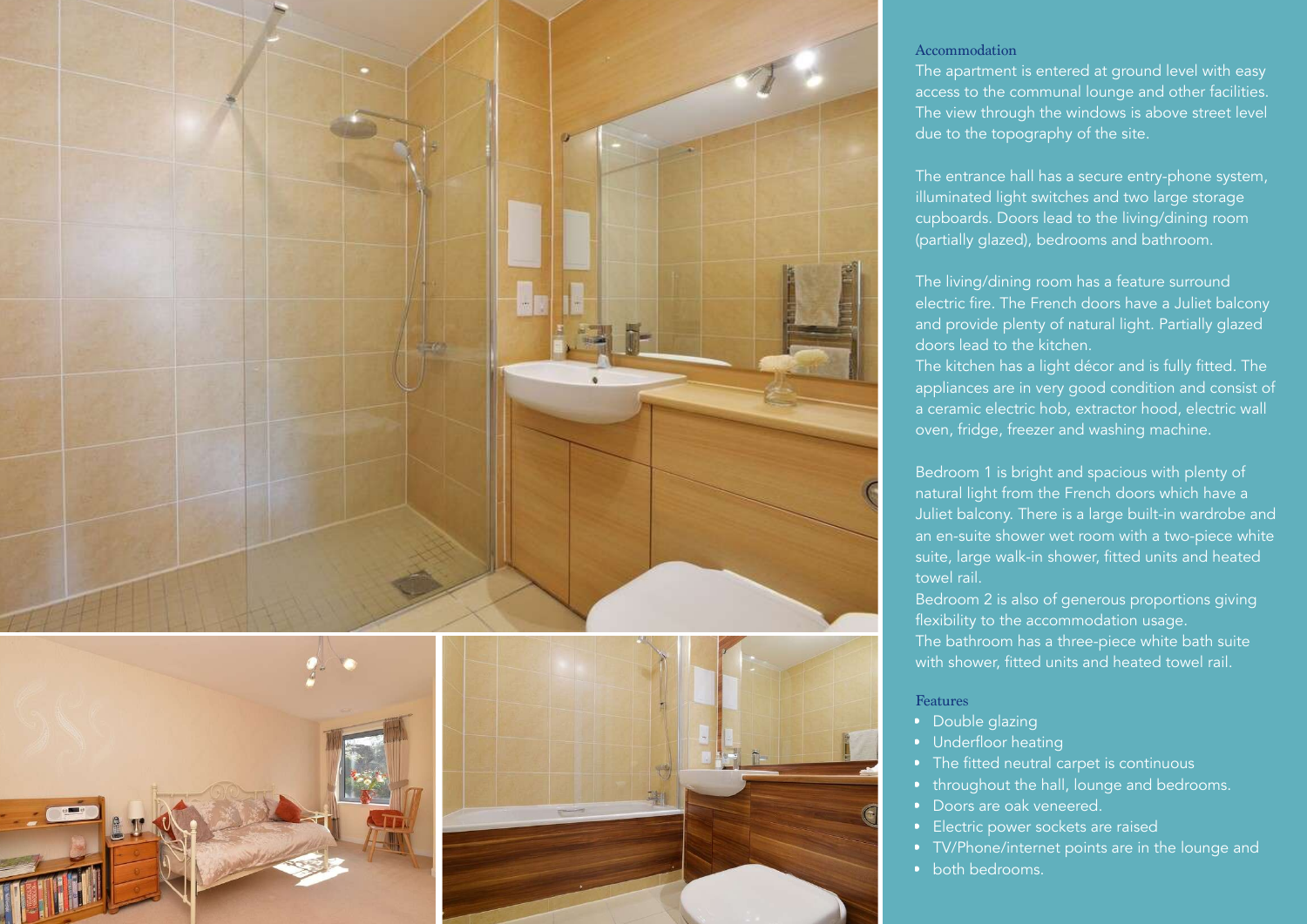## Accommodation

The apartment is entered at ground level with easy access to the communal lounge and other facilities. The view through the windows is above street level due to the topography of the site.

The entrance hall has a secure entry-phone system, illuminated light switches and two large storage cupboards. Doors lead to the living/dining room (partially glazed), bedrooms and bathroom.

The living/dining room has a feature surround electric fire. The French doors have a Juliet balcony and provide plenty of natural light. Partially glazed doors lead to the kitchen.
The kitchen has a light décor and is fully fitted. The appliances are in very good condition and consist of a ceramic electric hob, extractor hood, electric wall oven, fridge, freezer and washing machine.

Bedroom 1 is bright and spacious with plenty of natural light from the French doors which have a Juliet balcony. There is a large built-in wardrobe and an en-suite shower wet room with a two-piece white suite, large walk-in shower, fitted units and heated towel rail.
Bedroom 2 is also of generous proportions giving flexibility to the accommodation usage.
The bathroom has a three-piece white bath suite with shower, fitted units and heated towel rail.

## Features

- Double glazing
- Underfloor heating
- The fitted neutral carpet is continuous
- throughout the hall, lounge and bedrooms.
- Doors are oak veneered.
- Electric power sockets are raised
- TV/Phone/internet points are in the lounge and
- both bedrooms.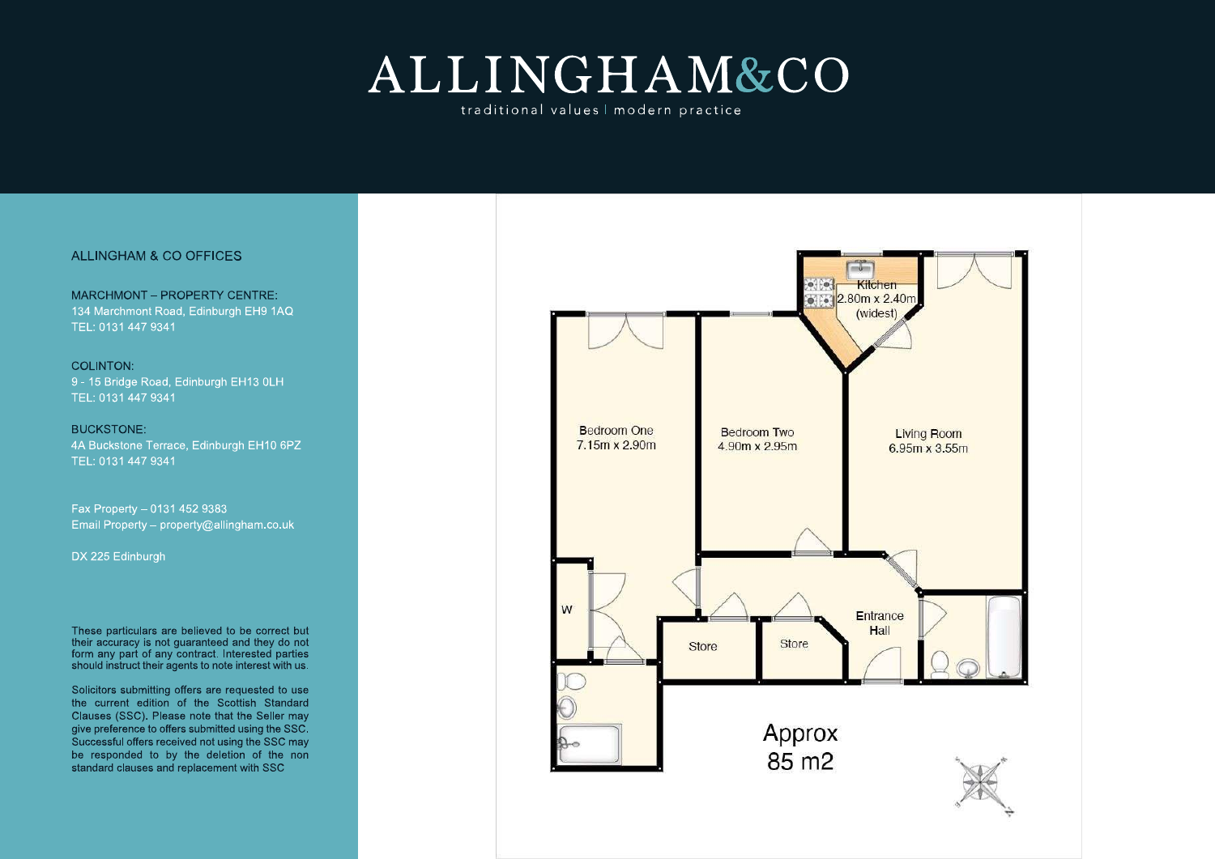# ALLINGHAM&CO

traditional values | modern practice

## ALLINGHAM & CO OFFICES

MARCHMONT – PROPERTY CENTRE:
134 Marchmont Road, Edinburgh EH9 1AQ
TEL: 0131 447 9341

COLINTON:
9 - 15 Bridge Road, Edinburgh EH13 0LH
TEL: 0131 447 9341

BUCKSTONE:
4A Buckstone Terrace, Edinburgh EH10 6PZ
TEL: 0131 447 9341

Fax Property – 0131 452 9383
Email Property – property@allingham.co.uk

DX 225 Edinburgh

These particulars are believed to be correct but their accuracy is not guaranteed and they do not form any part of any contract. Interested parties should instruct their agents to note interest with us.

Solicitors submitting offers are requested to use the current edition of the Scottish Standard Clauses (SSC). Please note that the Seller may give preference to offers submitted using the SSC. Successful offers received not using the SSC may be responded to by the deletion of the non standard clauses and replacement with SSC

Kitchen
2.80m x 2.40m
(widest)

Bedroom One
7.15m x 2.90m

Bedroom Two
4.90m x 2.95m

Living Room
6.95m x 3.55m

W

Store

Store

Entrance
Hall

Approx
85 m2